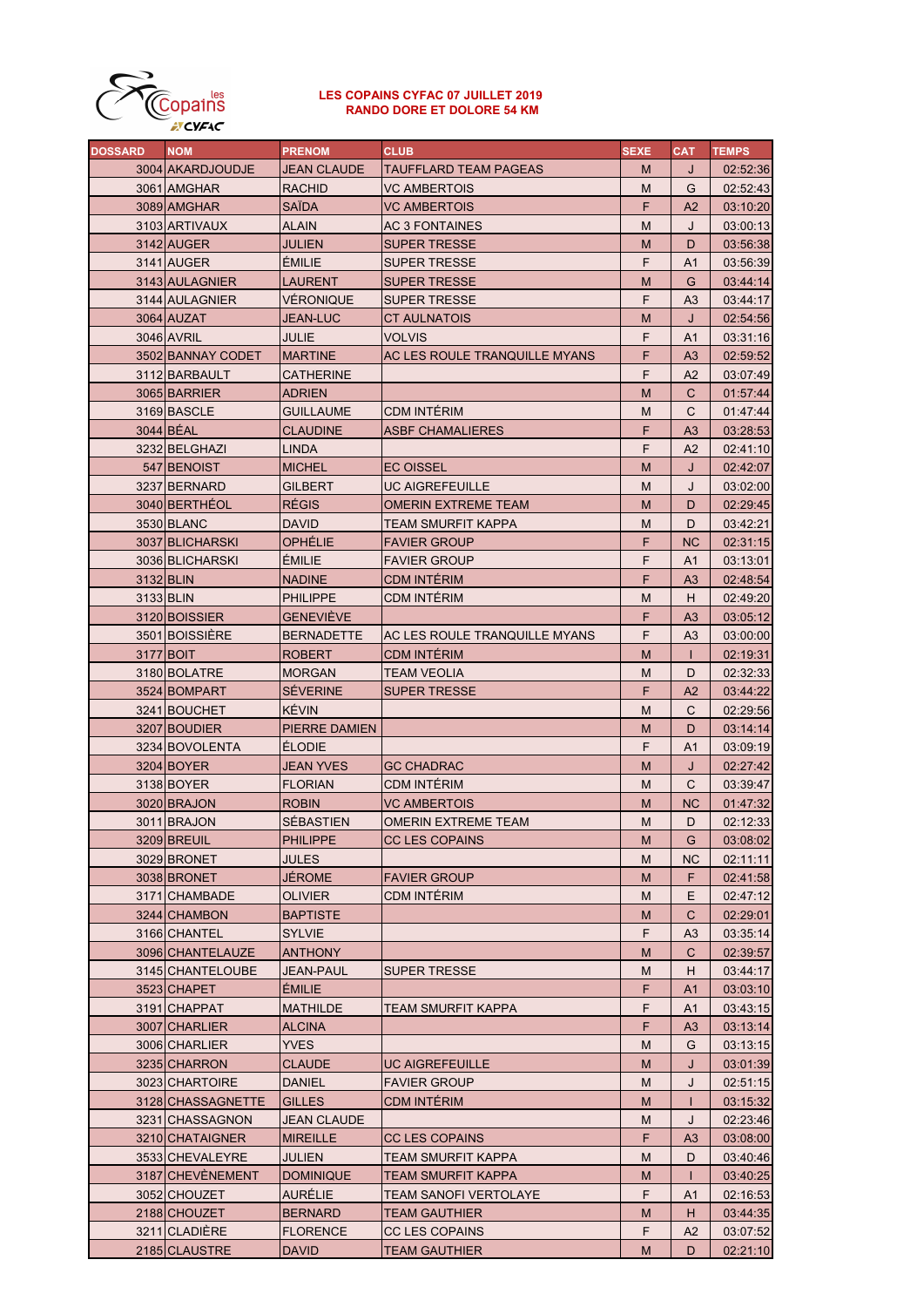# LES COPAINS CYFAC 07 JUILLET 2019

## RANDO DORE ET DOLORE 54 KM

| DOSSARD | NOM | PRENOM | CLUB | SEXE | CAT | TEMPS |
|---|---|---|---|---|---|---|
| 3004 | AKARDJOUDJE | JEAN CLAUDE | TAUFFLARD TEAM PAGEAS | M | J | 02:52:36 |
| 3061 | AMGHAR | RACHID | VC AMBERTOIS | M | G | 02:52:43 |
| 3089 | AMGHAR | SAÏDA | VC AMBERTOIS | F | A2 | 03:10:20 |
| 3103 | ARTIVAUX | ALAIN | AC 3 FONTAINES | M | J | 03:00:13 |
| 3142 | AUGER | JULIEN | SUPER TRESSE | M | D | 03:56:38 |
| 3141 | AUGER | ÉMILIE | SUPER TRESSE | F | A1 | 03:56:39 |
| 3143 | AULAGNIER | LAURENT | SUPER TRESSE | M | G | 03:44:14 |
| 3144 | AULAGNIER | VÉRONIQUE | SUPER TRESSE | F | A3 | 03:44:17 |
| 3064 | AUZAT | JEAN-LUC | CT AULNATOIS | M | J | 02:54:56 |
| 3046 | AVRIL | JULIE | VOLVIS | F | A1 | 03:31:16 |
| 3502 | BANNAY CODET | MARTINE | AC LES ROULE TRANQUILLE MYANS | F | A3 | 02:59:52 |
| 3112 | BARBAULT | CATHERINE | | F | A2 | 03:07:49 |
| 3065 | BARRIER | ADRIEN | | M | C | 01:57:44 |
| 3169 | BASCLE | GUILLAUME | CDM INTÉRIM | M | C | 01:47:44 |
| 3044 | BÉAL | CLAUDINE | ASBF CHAMALIERES | F | A3 | 03:28:53 |
| 3232 | BELGHAZI | LINDA | | F | A2 | 02:41:10 |
| 547 | BENOIST | MICHEL | EC OISSEL | M | J | 02:42:07 |
| 3237 | BERNARD | GILBERT | UC AIGREFEUILLE | M | J | 03:02:00 |
| 3040 | BERTHÉOL | RÉGIS | OMERIN EXTREME TEAM | M | D | 02:29:45 |
| 3530 | BLANC | DAVID | TEAM SMURFIT KAPPA | M | D | 03:42:21 |
| 3037 | BLICHARSKI | OPHÉLIE | FAVIER GROUP | F | NC | 02:31:15 |
| 3036 | BLICHARSKI | ÉMILIE | FAVIER GROUP | F | A1 | 03:13:01 |
| 3132 | BLIN | NADINE | CDM INTÉRIM | F | A3 | 02:48:54 |
| 3133 | BLIN | PHILIPPE | CDM INTÉRIM | M | H | 02:49:20 |
| 3120 | BOISSIER | GENEVIÈVE | | F | A3 | 03:05:12 |
| 3501 | BOISSIÈRE | BERNADETTE | AC LES ROULE TRANQUILLE MYANS | F | A3 | 03:00:00 |
| 3177 | BOIT | ROBERT | CDM INTÉRIM | M | I | 02:19:31 |
| 3180 | BOLATRE | MORGAN | TEAM VEOLIA | M | D | 02:32:33 |
| 3524 | BOMPART | SÉVERINE | SUPER TRESSE | F | A2 | 03:44:22 |
| 3241 | BOUCHET | KÉVIN | | M | C | 02:29:56 |
| 3207 | BOUDIER | PIERRE DAMIEN | | M | D | 03:14:14 |
| 3234 | BOVOLENTA | ÉLODIE | | F | A1 | 03:09:19 |
| 3204 | BOYER | JEAN YVES | GC CHADRAC | M | J | 02:27:42 |
| 3138 | BOYER | FLORIAN | CDM INTÉRIM | M | C | 03:39:47 |
| 3020 | BRAJON | ROBIN | VC AMBERTOIS | M | NC | 01:47:32 |
| 3011 | BRAJON | SÉBASTIEN | OMERIN EXTREME TEAM | M | D | 02:12:33 |
| 3209 | BREUIL | PHILIPPE | CC LES COPAINS | M | G | 03:08:02 |
| 3029 | BRONET | JULES | | M | NC | 02:11:11 |
| 3038 | BRONET | JÉROME | FAVIER GROUP | M | F | 02:41:58 |
| 3171 | CHAMBADE | OLIVIER | CDM INTÉRIM | M | E | 02:47:12 |
| 3244 | CHAMBON | BAPTISTE | | M | C | 02:29:01 |
| 3166 | CHANTEL | SYLVIE | | F | A3 | 03:35:14 |
| 3096 | CHANTELAUZE | ANTHONY | | M | C | 02:39:57 |
| 3145 | CHANTELOUBE | JEAN-PAUL | SUPER TRESSE | M | H | 03:44:17 |
| 3523 | CHAPET | ÉMILIE | | F | A1 | 03:03:10 |
| 3191 | CHAPPAT | MATHILDE | TEAM SMURFIT KAPPA | F | A1 | 03:43:15 |
| 3007 | CHARLIER | ALCINA | | F | A3 | 03:13:14 |
| 3006 | CHARLIER | YVES | | M | G | 03:13:15 |
| 3235 | CHARRON | CLAUDE | UC AIGREFEUILLE | M | J | 03:01:39 |
| 3023 | CHARTOIRE | DANIEL | FAVIER GROUP | M | J | 02:51:15 |
| 3128 | CHASSAGNETTE | GILLES | CDM INTÉRIM | M | I | 03:15:32 |
| 3231 | CHASSAGNON | JEAN CLAUDE | | M | J | 02:23:46 |
| 3210 | CHATAIGNER | MIREILLE | CC LES COPAINS | F | A3 | 03:08:00 |
| 3533 | CHEVALEYRE | JULIEN | TEAM SMURFIT KAPPA | M | D | 03:40:46 |
| 3187 | CHEVÈNEMENT | DOMINIQUE | TEAM SMURFIT KAPPA | M | I | 03:40:25 |
| 3052 | CHOUZET | AURÉLIE | TEAM SANOFI VERTOLAYE | F | A1 | 02:16:53 |
| 2188 | CHOUZET | BERNARD | TEAM GAUTHIER | M | H | 03:44:35 |
| 3211 | CLADIÈRE | FLORENCE | CC LES COPAINS | F | A2 | 03:07:52 |
| 2185 | CLAUSTRE | DAVID | TEAM GAUTHIER | M | D | 02:21:10 |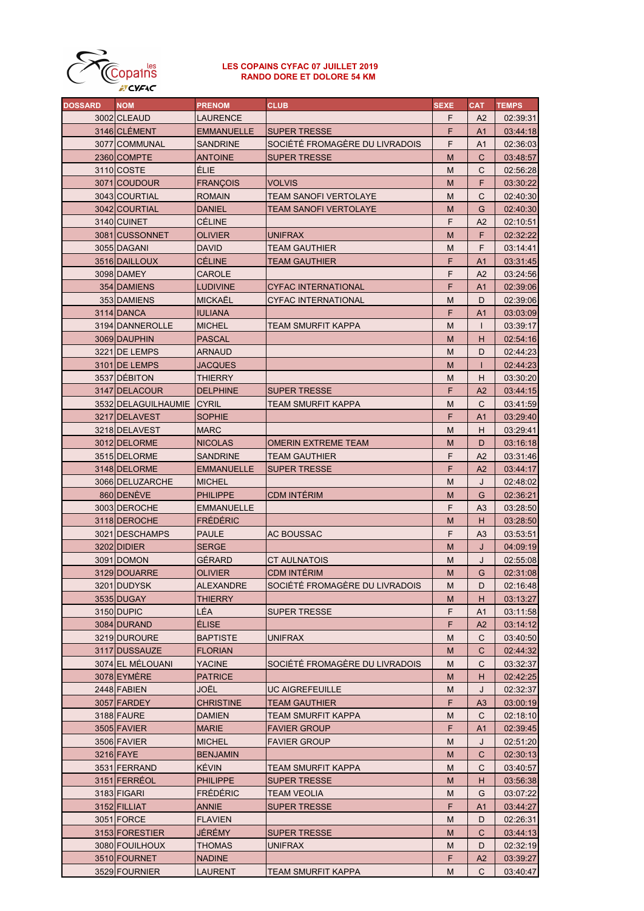**LES COPAINS CYFAC 07 JUILLET 2019**
**RANDO DORE ET DOLORE 54 KM**

| DOSSARD | NOM | PRENOM | CLUB | SEXE | CAT | TEMPS |
|---|---|---|---|---|---|---|
| 3002 | CLEAUD | LAURENCE | | F | A2 | 02:39:31 |
| 3146 | CLÉMENT | EMMANUELLE | SUPER TRESSE | F | A1 | 03:44:18 |
| 3077 | COMMUNAL | SANDRINE | SOCIÉTÉ FROMAGÈRE DU LIVRADOIS | F | A1 | 02:36:03 |
| 2360 | COMPTE | ANTOINE | SUPER TRESSE | M | C | 03:48:57 |
| 3110 | COSTE | ÉLIE | | M | C | 02:56:28 |
| 3071 | COUDOUR | FRANÇOIS | VOLVIS | M | F | 03:30:22 |
| 3043 | COURTIAL | ROMAIN | TEAM SANOFI VERTOLAYE | M | C | 02:40:30 |
| 3042 | COURTIAL | DANIEL | TEAM SANOFI VERTOLAYE | M | G | 02:40:30 |
| 3140 | CUINET | CÉLINE | | F | A2 | 02:10:51 |
| 3081 | CUSSONNET | OLIVIER | UNIFRAX | M | F | 02:32:22 |
| 3055 | DAGANI | DAVID | TEAM GAUTHIER | M | F | 03:14:41 |
| 3516 | DAILLOUX | CÉLINE | TEAM GAUTHIER | F | A1 | 03:31:45 |
| 3098 | DAMEY | CAROLE | | F | A2 | 03:24:56 |
| 354 | DAMIENS | LUDIVINE | CYFAC INTERNATIONAL | F | A1 | 02:39:06 |
| 353 | DAMIENS | MICKAËL | CYFAC INTERNATIONAL | M | D | 02:39:06 |
| 3114 | DANCA | IULIANA | | F | A1 | 03:03:09 |
| 3194 | DANNEROLLE | MICHEL | TEAM SMURFIT KAPPA | M | I | 03:39:17 |
| 3069 | DAUPHIN | PASCAL | | M | H | 02:54:16 |
| 3221 | DE LEMPS | ARNAUD | | M | D | 02:44:23 |
| 3101 | DE LEMPS | JACQUES | | M | I | 02:44:23 |
| 3537 | DÉBITON | THIERRY | | M | H | 03:30:20 |
| 3147 | DELACOUR | DELPHINE | SUPER TRESSE | F | A2 | 03:44:15 |
| 3532 | DELAGUILHAUMIE | CYRIL | TEAM SMURFIT KAPPA | M | C | 03:41:59 |
| 3217 | DELAVEST | SOPHIE | | F | A1 | 03:29:40 |
| 3218 | DELAVEST | MARC | | M | H | 03:29:41 |
| 3012 | DELORME | NICOLAS | OMERIN EXTREME TEAM | M | D | 03:16:18 |
| 3515 | DELORME | SANDRINE | TEAM GAUTHIER | F | A2 | 03:31:46 |
| 3148 | DELORME | EMMANUELLE | SUPER TRESSE | F | A2 | 03:44:17 |
| 3066 | DELUZARCHE | MICHEL | | M | J | 02:48:02 |
| 860 | DENÈVE | PHILIPPE | CDM INTÉRIM | M | G | 02:36:21 |
| 3003 | DEROCHE | EMMANUELLE | | F | A3 | 03:28:50 |
| 3118 | DEROCHE | FRÉDÉRIC | | M | H | 03:28:50 |
| 3021 | DESCHAMPS | PAULE | AC BOUSSAC | F | A3 | 03:53:51 |
| 3202 | DIDIER | SERGE | | M | J | 04:09:19 |
| 3091 | DOMON | GÉRARD | CT AULNATOIS | M | J | 02:55:08 |
| 3129 | DOUARRE | OLIVIER | CDM INTÉRIM | M | G | 02:31:08 |
| 3201 | DUDYSK | ALEXANDRE | SOCIÉTÉ FROMAGÈRE DU LIVRADOIS | M | D | 02:16:48 |
| 3535 | DUGAY | THIERRY | | M | H | 03:13:27 |
| 3150 | DUPIC | LÉA | SUPER TRESSE | F | A1 | 03:11:58 |
| 3084 | DURAND | ÉLISE | | F | A2 | 03:14:12 |
| 3219 | DUROURE | BAPTISTE | UNIFRAX | M | C | 03:40:50 |
| 3117 | DUSSAUZE | FLORIAN | | M | C | 02:44:32 |
| 3074 | EL MÉLOUANI | YACINE | SOCIÉTÉ FROMAGÈRE DU LIVRADOIS | M | C | 03:32:37 |
| 3078 | EYMÈRE | PATRICE | | M | H | 02:42:25 |
| 2448 | FABIEN | JOËL | UC AIGREFEUILLE | M | J | 02:32:37 |
| 3057 | FARDEY | CHRISTINE | TEAM GAUTHIER | F | A3 | 03:00:19 |
| 3188 | FAURE | DAMIEN | TEAM SMURFIT KAPPA | M | C | 02:18:10 |
| 3505 | FAVIER | MARIE | FAVIER GROUP | F | A1 | 02:39:45 |
| 3506 | FAVIER | MICHEL | FAVIER GROUP | M | J | 02:51:20 |
| 3216 | FAYE | BENJAMIN | | M | C | 02:30:13 |
| 3531 | FERRAND | KÉVIN | TEAM SMURFIT KAPPA | M | C | 03:40:57 |
| 3151 | FERRÉOL | PHILIPPE | SUPER TRESSE | M | H | 03:56:38 |
| 3183 | FIGARI | FRÉDÉRIC | TEAM VEOLIA | M | G | 03:07:22 |
| 3152 | FILLIAT | ANNIE | SUPER TRESSE | F | A1 | 03:44:27 |
| 3051 | FORCE | FLAVIEN | | M | D | 02:26:31 |
| 3153 | FORESTIER | JÉRÉMY | SUPER TRESSE | M | C | 03:44:13 |
| 3080 | FOUILHOUX | THOMAS | UNIFRAX | M | D | 02:32:19 |
| 3510 | FOURNET | NADINE | | F | A2 | 03:39:27 |
| 3529 | FOURNIER | LAURENT | TEAM SMURFIT KAPPA | M | C | 03:40:47 |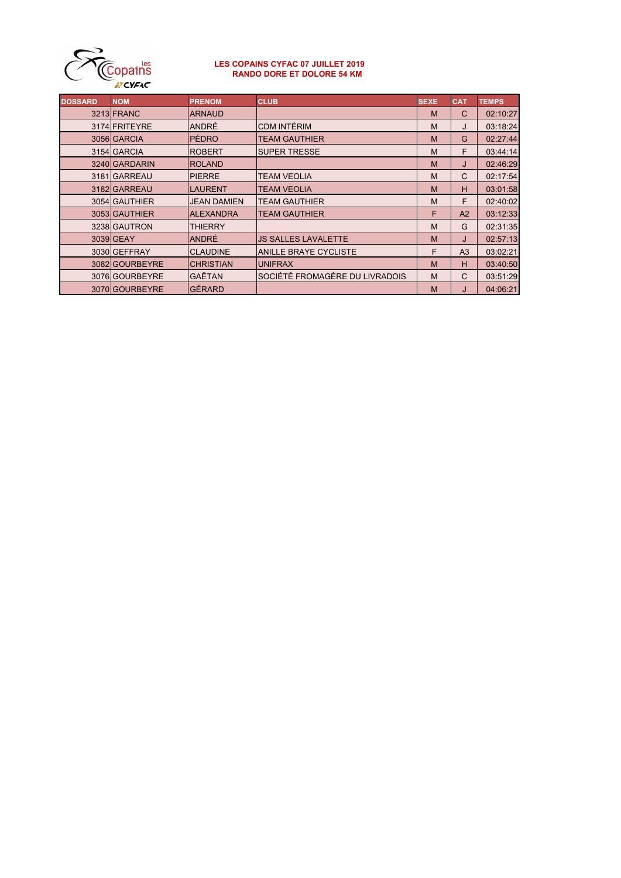**LES COPAINS CYFAC 07 JUILLET 2019**
**RANDO DORE ET DOLORE 54 KM**

| DOSSARD | NOM | PRENOM | CLUB | SEXE | CAT | TEMPS |
|---|---|---|---|---|---|---|
| 3213 | FRANC | ARNAUD | | M | C | 02:10:27 |
| 3174 | FRITEYRE | ANDRÉ | CDM INTÉRIM | M | J | 03:18:24 |
| 3056 | GARCIA | PÉDRO | TEAM GAUTHIER | M | G | 02:27:44 |
| 3154 | GARCIA | ROBERT | SUPER TRESSE | M | F | 03:44:14 |
| 3240 | GARDARIN | ROLAND | | M | J | 02:46:29 |
| 3181 | GARREAU | PIERRE | TEAM VEOLIA | M | C | 02:17:54 |
| 3182 | GARREAU | LAURENT | TEAM VEOLIA | M | H | 03:01:58 |
| 3054 | GAUTHIER | JEAN DAMIEN | TEAM GAUTHIER | M | F | 02:40:02 |
| 3053 | GAUTHIER | ALEXANDRA | TEAM GAUTHIER | F | A2 | 03:12:33 |
| 3238 | GAUTRON | THIERRY | | M | G | 02:31:35 |
| 3039 | GEAY | ANDRÉ | JS SALLES LAVALETTE | M | J | 02:57:13 |
| 3030 | GEFFRAY | CLAUDINE | ANILLE BRAYE CYCLISTE | F | A3 | 03:02:21 |
| 3082 | GOURBEYRE | CHRISTIAN | UNIFRAX | M | H | 03:40:50 |
| 3076 | GOURBEYRE | GAËTAN | SOCIÉTÉ FROMAGÈRE DU LIVRADOIS | M | C | 03:51:29 |
| 3070 | GOURBEYRE | GÉRARD | | M | J | 04:06:21 |